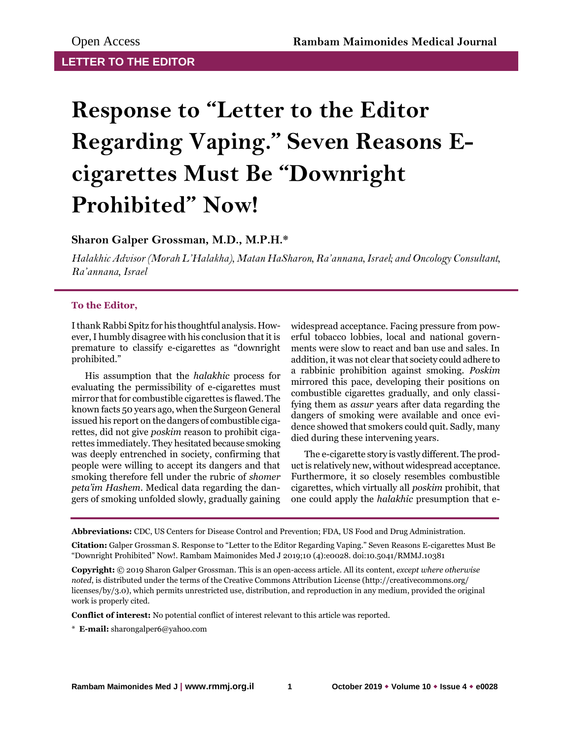LETTER TO THE EDITOR

# Response to "Letter to the Editor Regarding Vaping." Seven Reasons E-cigarettes Must Be "Downright Prohibited" Now!

**Sharon Galper Grossman, M.D., M.P.H.***

*Halakhic Advisor (Morah L'Halakha), Matan HaSharon, Ra'annana, Israel; and Oncology Consultant, Ra'annana, Israel*

**To the Editor,**

I thank Rabbi Spitz for his thoughtful analysis. However, I humbly disagree with his conclusion that it is premature to classify e-cigarettes as "downright prohibited."

His assumption that the *halakhic* process for evaluating the permissibility of e-cigarettes must mirror that for combustible cigarettes is flawed. The known facts 50 years ago, when the Surgeon General issued his report on the dangers of combustible cigarettes, did not give *poskim* reason to prohibit cigarettes immediately. They hesitated because smoking was deeply entrenched in society, confirming that people were willing to accept its dangers and that smoking therefore fell under the rubric of *shomer peta'im Hashem*. Medical data regarding the dangers of smoking unfolded slowly, gradually gaining widespread acceptance. Facing pressure from powerful tobacco lobbies, local and national governments were slow to react and ban use and sales. In addition, it was not clear that society could adhere to a rabbinic prohibition against smoking. *Poskim* mirrored this pace, developing their positions on combustible cigarettes gradually, and only classifying them as *assur* years after data regarding the dangers of smoking were available and once evidence showed that smokers could quit. Sadly, many died during these intervening years.

The e-cigarette story is vastly different. The product is relatively new, without widespread acceptance. Furthermore, it so closely resembles combustible cigarettes, which virtually all *poskim* prohibit, that one could apply the *halakhic* presumption that e-

**Abbreviations:** CDC, US Centers for Disease Control and Prevention; FDA, US Food and Drug Administration.

**Citation:** Galper Grossman S. Response to "Letter to the Editor Regarding Vaping." Seven Reasons E-cigarettes Must Be "Downright Prohibited" Now!. Rambam Maimonides Med J 2019;10 (4):e0028. doi:10.5041/RMMJ.10381

**Copyright:** © 2019 Sharon Galper Grossman. This is an open-access article. All its content, *except where otherwise noted*, is distributed under the terms of the Creative Commons Attribution License (http://creativecommons.org/licenses/by/3.0), which permits unrestricted use, distribution, and reproduction in any medium, provided the original work is properly cited.

**Conflict of interest:** No potential conflict of interest relevant to this article was reported.

* **E-mail:** sharongalper6@yahoo.com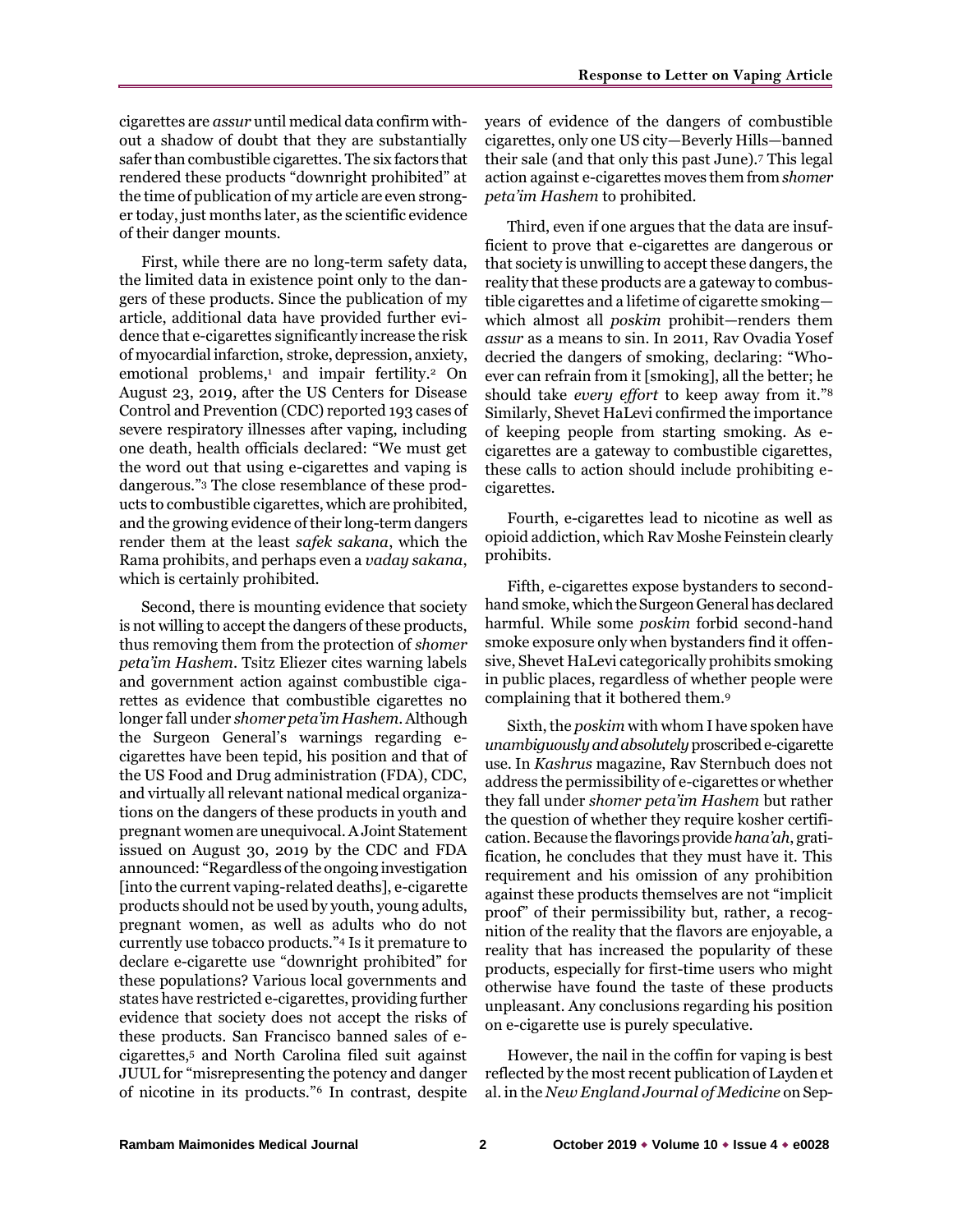cigarettes are *assur* until medical data confirm without a shadow of doubt that they are substantially safer than combustible cigarettes. The six factors that rendered these products "downright prohibited" at the time of publication of my article are even stronger today, just months later, as the scientific evidence of their danger mounts.

First, while there are no long-term safety data, the limited data in existence point only to the dangers of these products. Since the publication of my article, additional data have provided further evidence that e-cigarettes significantly increase the risk of myocardial infarction, stroke, depression, anxiety, emotional problems,[1] and impair fertility.[2] On August 23, 2019, after the US Centers for Disease Control and Prevention (CDC) reported 193 cases of severe respiratory illnesses after vaping, including one death, health officials declared: "We must get the word out that using e-cigarettes and vaping is dangerous."[3] The close resemblance of these products to combustible cigarettes, which are prohibited, and the growing evidence of their long-term dangers render them at the least *safek sakana*, which the Rama prohibits, and perhaps even a *vaday sakana*, which is certainly prohibited.

Second, there is mounting evidence that society is not willing to accept the dangers of these products, thus removing them from the protection of *shomer peta'im Hashem*. Tsitz Eliezer cites warning labels and government action against combustible cigarettes as evidence that combustible cigarettes no longer fall under *shomer peta'im Hashem*. Although the Surgeon General's warnings regarding e-cigarettes have been tepid, his position and that of the US Food and Drug administration (FDA), CDC, and virtually all relevant national medical organizations on the dangers of these products in youth and pregnant women are unequivocal. A Joint Statement issued on August 30, 2019 by the CDC and FDA announced: "Regardless of the ongoing investigation [into the current vaping-related deaths], e-cigarette products should not be used by youth, young adults, pregnant women, as well as adults who do not currently use tobacco products."[4] Is it premature to declare e-cigarette use "downright prohibited" for these populations? Various local governments and states have restricted e-cigarettes, providing further evidence that society does not accept the risks of these products. San Francisco banned sales of e-cigarettes,[5] and North Carolina filed suit against JUUL for "misrepresenting the potency and danger of nicotine in its products."[6] In contrast, despite years of evidence of the dangers of combustible cigarettes, only one US city—Beverly Hills—banned their sale (and that only this past June).[7] This legal action against e-cigarettes moves them from *shomer peta'im Hashem* to prohibited.

Third, even if one argues that the data are insufficient to prove that e-cigarettes are dangerous or that society is unwilling to accept these dangers, the reality that these products are a gateway to combustible cigarettes and a lifetime of cigarette smoking—which almost all *poskim* prohibit—renders them *assur* as a means to sin. In 2011, Rav Ovadia Yosef decried the dangers of smoking, declaring: "Whoever can refrain from it [smoking], all the better; he should take *every effort* to keep away from it."[8] Similarly, Shevet HaLevi confirmed the importance of keeping people from starting smoking. As e-cigarettes are a gateway to combustible cigarettes, these calls to action should include prohibiting e-cigarettes.

Fourth, e-cigarettes lead to nicotine as well as opioid addiction, which Rav Moshe Feinstein clearly prohibits.

Fifth, e-cigarettes expose bystanders to second-hand smoke, which the Surgeon General has declared harmful. While some *poskim* forbid second-hand smoke exposure only when bystanders find it offensive, Shevet HaLevi categorically prohibits smoking in public places, regardless of whether people were complaining that it bothered them.[9]

Sixth, the *poskim* with whom I have spoken have *unambiguously and absolutely* proscribed e-cigarette use. In *Kashrus* magazine, Rav Sternbuch does not address the permissibility of e-cigarettes or whether they fall under *shomer peta'im Hashem* but rather the question of whether they require kosher certification. Because the flavorings provide *hana'ah*, gratification, he concludes that they must have it. This requirement and his omission of any prohibition against these products themselves are not "implicit proof" of their permissibility but, rather, a recognition of the reality that the flavors are enjoyable, a reality that has increased the popularity of these products, especially for first-time users who might otherwise have found the taste of these products unpleasant. Any conclusions regarding his position on e-cigarette use is purely speculative.

However, the nail in the coffin for vaping is best reflected by the most recent publication of Layden et al. in the *New England Journal of Medicine* on Sep-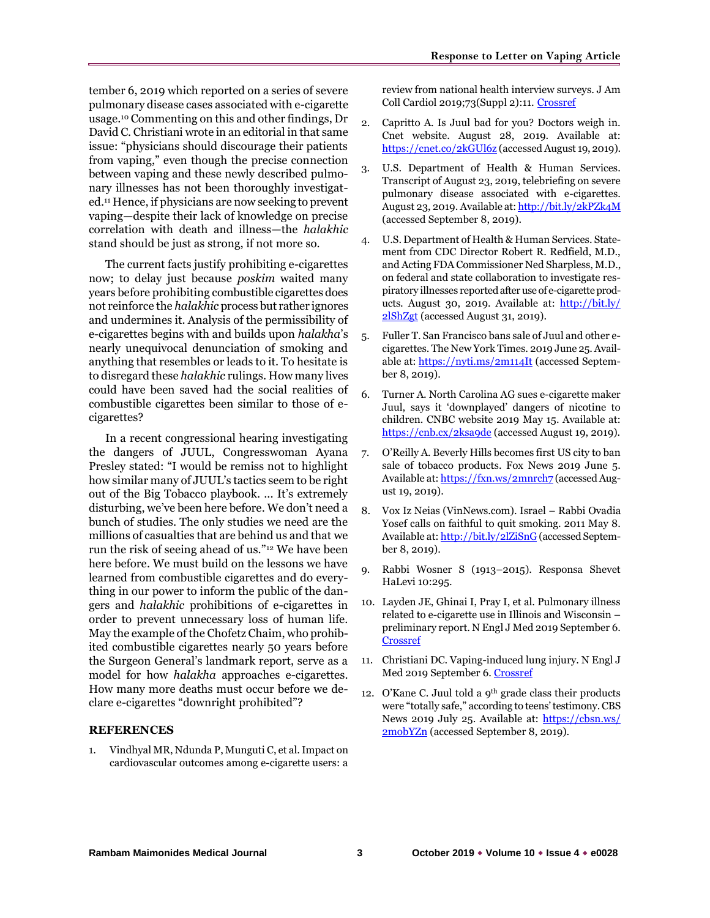tember 6, 2019 which reported on a series of severe pulmonary disease cases associated with e-cigarette usage.[10] Commenting on this and other findings, Dr David C. Christiani wrote in an editorial in that same issue: "physicians should discourage their patients from vaping," even though the precise connection between vaping and these newly described pulmonary illnesses has not been thoroughly investigated.[11] Hence, if physicians are now seeking to prevent vaping—despite their lack of knowledge on precise correlation with death and illness—the *halakhic* stand should be just as strong, if not more so.

The current facts justify prohibiting e-cigarettes now; to delay just because *poskim* waited many years before prohibiting combustible cigarettes does not reinforce the *halakhic* process but rather ignores and undermines it. Analysis of the permissibility of e-cigarettes begins with and builds upon *halakha*'s nearly unequivocal denunciation of smoking and anything that resembles or leads to it. To hesitate is to disregard these *halakhic* rulings. How many lives could have been saved had the social realities of combustible cigarettes been similar to those of e-cigarettes?

In a recent congressional hearing investigating the dangers of JUUL, Congresswoman Ayana Presley stated: "I would be remiss not to highlight how similar many of JUUL's tactics seem to be right out of the Big Tobacco playbook. ... It's extremely disturbing, we've been here before. We don't need a bunch of studies. The only studies we need are the millions of casualties that are behind us and that we run the risk of seeing ahead of us."[12] We have been here before. We must build on the lessons we have learned from combustible cigarettes and do everything in our power to inform the public of the dangers and *halakhic* prohibitions of e-cigarettes in order to prevent unnecessary loss of human life. May the example of the Chofetz Chaim, who prohibited combustible cigarettes nearly 50 years before the Surgeon General's landmark report, serve as a model for how *halakha* approaches e-cigarettes. How many more deaths must occur before we declare e-cigarettes "downright prohibited"?

## REFERENCES

1. Vindhyal MR, Ndunda P, Munguti C, et al. Impact on cardiovascular outcomes among e-cigarette users: a review from national health interview surveys. J Am Coll Cardiol 2019;73(Suppl 2):11. Crossref
2. Capritto A. Is Juul bad for you? Doctors weigh in. Cnet website. August 28, 2019. Available at: https://cnet.co/2kGUl6z (accessed August 19, 2019).
3. U.S. Department of Health & Human Services. Transcript of August 23, 2019, telebriefing on severe pulmonary disease associated with e-cigarettes. August 23, 2019. Available at: http://bit.ly/2kPZk4M (accessed September 8, 2019).
4. U.S. Department of Health & Human Services. Statement from CDC Director Robert R. Redfield, M.D., and Acting FDA Commissioner Ned Sharpless, M.D., on federal and state collaboration to investigate respiratory illnesses reported after use of e-cigarette products. August 30, 2019. Available at: http://bit.ly/2lShZgt (accessed August 31, 2019).
5. Fuller T. San Francisco bans sale of Juul and other e-cigarettes. The New York Times. 2019 June 25. Available at: https://nyti.ms/2m114It (accessed September 8, 2019).
6. Turner A. North Carolina AG sues e-cigarette maker Juul, says it 'downplayed' dangers of nicotine to children. CNBC website 2019 May 15. Available at: https://cnb.cx/2ksa9de (accessed August 19, 2019).
7. O'Reilly A. Beverly Hills becomes first US city to ban sale of tobacco products. Fox News 2019 June 5. Available at: https://fxn.ws/2mnrch7 (accessed August 19, 2019).
8. Vox Iz Neias (VinNews.com). Israel – Rabbi Ovadia Yosef calls on faithful to quit smoking. 2011 May 8. Available at: http://bit.ly/2lZiSnG (accessed September 8, 2019).
9. Rabbi Wosner S (1913–2015). Responsa Shevet HaLevi 10:295.
10. Layden JE, Ghinai I, Pray I, et al. Pulmonary illness related to e-cigarette use in Illinois and Wisconsin – preliminary report. N Engl J Med 2019 September 6. Crossref
11. Christiani DC. Vaping-induced lung injury. N Engl J Med 2019 September 6. Crossref
12. O'Kane C. Juul told a 9th grade class their products were "totally safe," according to teens' testimony. CBS News 2019 July 25. Available at: https://cbsn.ws/2mobYZn (accessed September 8, 2019).